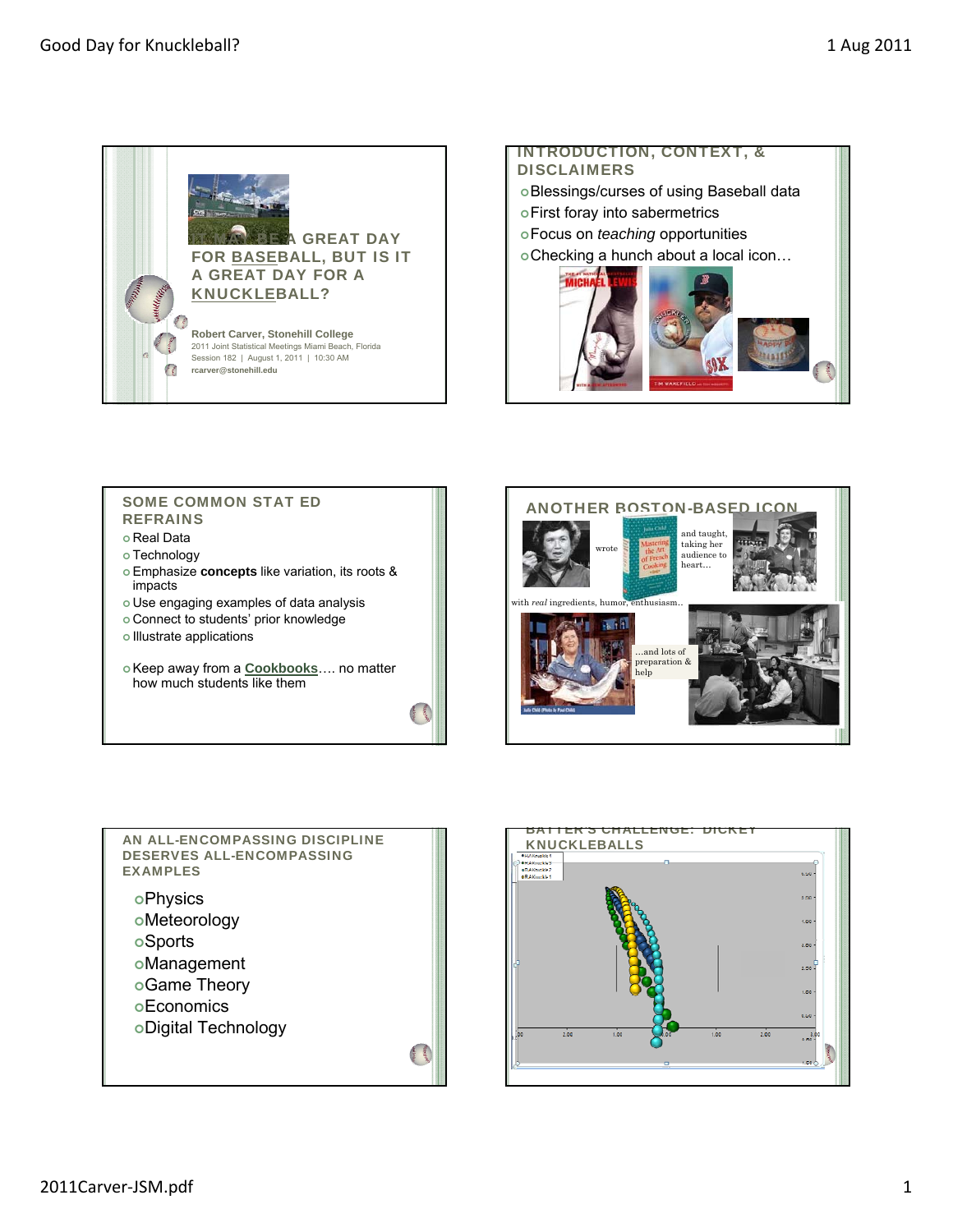## IT MAY BE A GREAT DAY FOR BASEBALL, BUT IS IT A GREAT DAY FOR A KNUCKLEBALL?

**Robert Carver, Stonehill College**
2011 Joint Statistical Meetings Miami Beach, Florida
Session 182 | August 1, 2011 | 10:30 AM
**rcarver@stonehill.edu**

## INTRODUCTION, CONTEXT, & DISCLAIMERS

- Blessings/curses of using Baseball data
- First foray into sabermetrics
- Focus on *teaching* opportunities
- Checking a hunch about a local icon…

## SOME COMMON STAT ED REFRAINS

- Real Data
- Technology
- Emphasize **concepts** like variation, its roots & impacts
- Use engaging examples of data analysis
- Connect to students' prior knowledge
- Illustrate applications
- Keep away from a Cookbooks…. no matter how much students like them

## ANOTHER BOSTON-BASED ICON

wrote … and taught, taking her audience to heart…

with *real* ingredients, humor, enthusiasm..

…and lots of preparation & help

## AN ALL-ENCOMPASSING DISCIPLINE DESERVES ALL-ENCOMPASSING EXAMPLES

- Physics
- Meteorology
- Sports
- Management
- Game Theory
- Economics
- Digital Technology

## BATTER'S CHALLENGE: DICKEY KNUCKLEBALLS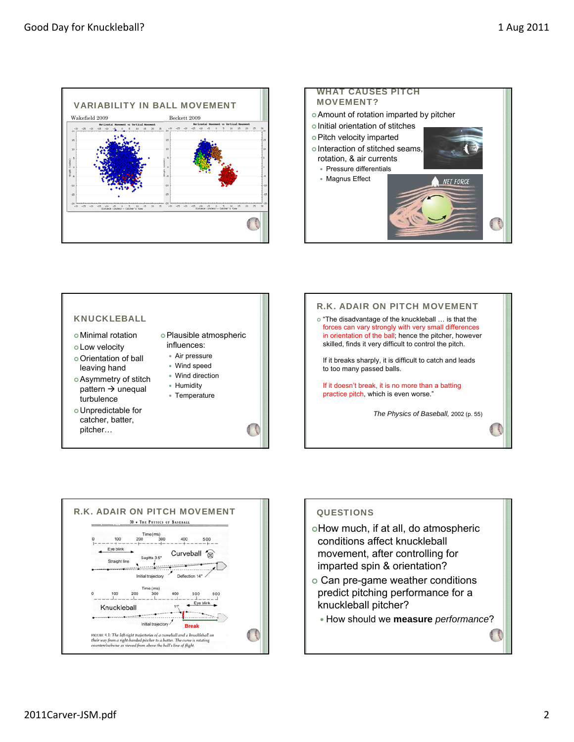## VARIABILITY IN BALL MOVEMENT

Wakefield 2009

Beckett 2009

## WHAT CAUSES PITCH MOVEMENT?

- Amount of rotation imparted by pitcher
- Initial orientation of stitches
- Pitch velocity imparted
- Interaction of stitched seams, rotation, & air currents
  - Pressure differentials
  - Magnus Effect

## KNUCKLEBALL

- Minimal rotation
- Low velocity
- Orientation of ball leaving hand
- Asymmetry of stitch pattern → unequal turbulence
- Unpredictable for catcher, batter, pitcher…
- Plausible atmospheric influences:
  - Air pressure
  - Wind speed
  - Wind direction
  - Humidity
  - Temperature

## R.K. ADAIR ON PITCH MOVEMENT

- "The disadvantage of the knuckleball … is that the forces can vary strongly with very small differences in orientation of the ball; hence the pitcher, however skilled, finds it very difficult to control the pitch.

  If it breaks sharply, it is difficult to catch and leads to too many passed balls.

  If it doesn't break, it is no more than a batting practice pitch, which is even worse."

*The Physics of Baseball*, 2002 (p. 55)

## R.K. ADAIR ON PITCH MOVEMENT

FIGURE 4.1: *The left-right trajectories of a curveball and a knuckleball on their way from a right-handed pitcher to a batter. The curve is rotating counterclockwise as viewed from above the ball's line of flight.*

## QUESTIONS

- How much, if at all, do atmospheric conditions affect knuckleball movement, after controlling for imparted spin & orientation?
- Can pre-game weather conditions predict pitching performance for a knuckleball pitcher?
  - How should we **measure** *performance*?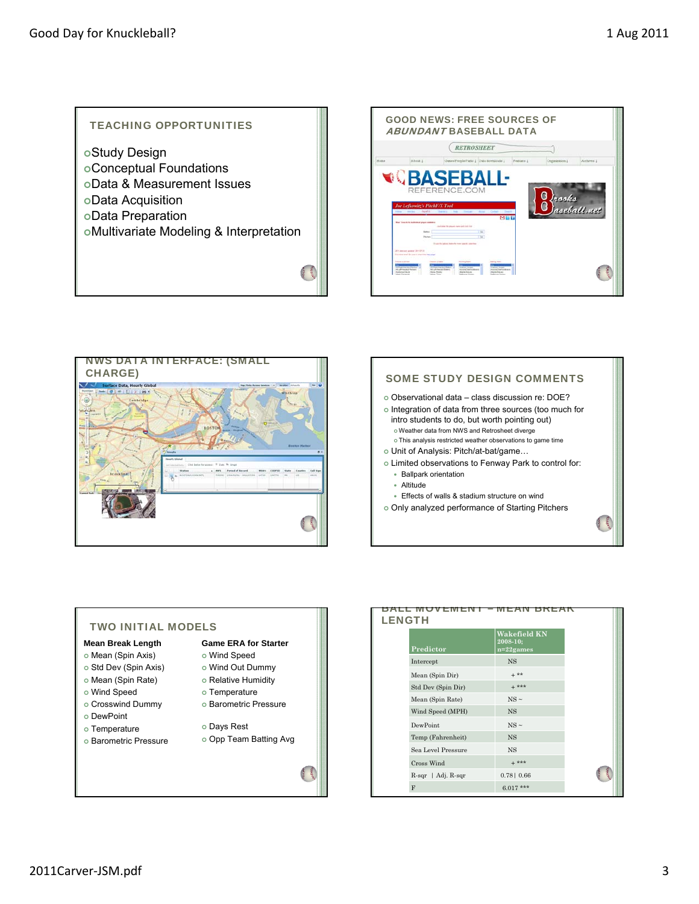## TEACHING OPPORTUNITIES

- Study Design
- Conceptual Foundations
- Data & Measurement Issues
- Data Acquisition
- Data Preparation
- Multivariate Modeling & Interpretation

## GOOD NEWS: FREE SOURCES OF *ABUNDANT* BASEBALL DATA

RETROSHEET

BASEBALL-REFERENCE.COM

Brooks Baseball.net

Joe Lefkowitz's PitchF/X Tool

## NWS DATA INTERFACE: (SMALL CHARGE)

## SOME STUDY DESIGN COMMENTS

- Observational data – class discussion re: DOE?
- Integration of data from three sources (too much for intro students to do, but worth pointing out)
  - Weather data from NWS and Retrosheet diverge
  - This analysis restricted weather observations to game time
- Unit of Analysis: Pitch/at-bat/game…
- Limited observations to Fenway Park to control for:
  - Ballpark orientation
  - Altitude
  - Effects of walls & stadium structure on wind
- Only analyzed performance of Starting Pitchers

## TWO INITIAL MODELS

**Mean Break Length**

- Mean (Spin Axis)
- Std Dev (Spin Axis)
- Mean (Spin Rate)
- Wind Speed
- Crosswind Dummy
- DewPoint
- Temperature
- Barometric Pressure

**Game ERA for Starter**

- Wind Speed
- Wind Out Dummy
- Relative Humidity
- Temperature
- Barometric Pressure
- Days Rest
- Opp Team Batting Avg

## BALL MOVEMENT – MEAN BREAK LENGTH

| Predictor | Wakefield KN 2008-10; n=22games |
|---|---|
| Intercept | NS |
| Mean (Spin Dir) | + ** |
| Std Dev (Spin Dir) | + *** |
| Mean (Spin Rate) | NS ~ |
| Wind Speed (MPH) | NS |
| DewPoint | NS ~ |
| Temp (Fahrenheit) | NS |
| Sea Level Pressure | NS |
| Cross Wind | + *** |
| R-sqr \| Adj. R-sqr | 0.78 \| 0.66 |
| F | 6.017 *** |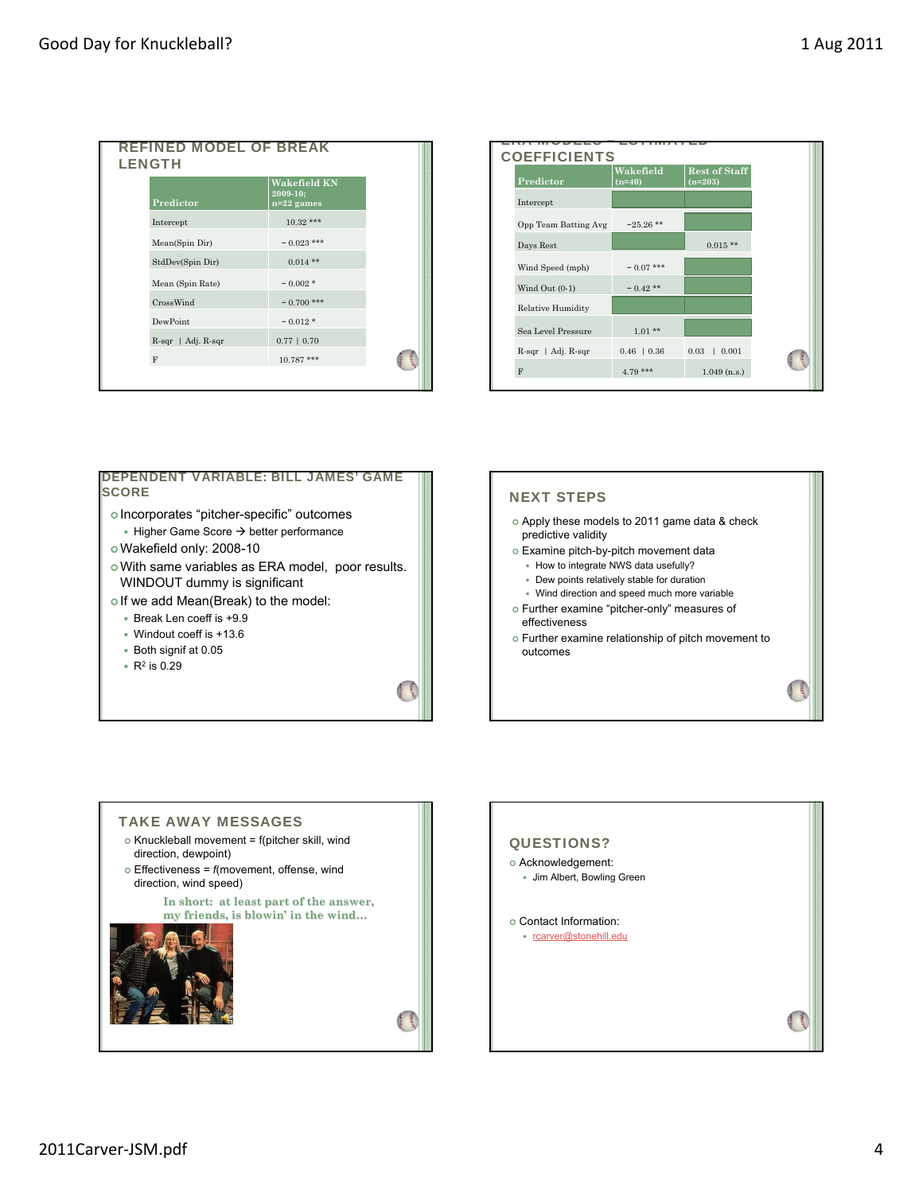## REFINED MODEL OF BREAK LENGTH

| Predictor | Wakefield KN 2009-10; n=22 games |
|---|---|
| Intercept | 10.32 *** |
| Mean(Spin Dir) | − 0.023 *** |
| StdDev(Spin Dir) | 0.014 ** |
| Mean (Spin Rate) | − 0.002 * |
| CrossWind | − 0.700 *** |
| DewPoint | − 0.012 * |
| R-sqr \| Adj. R-sqr | 0.77 \| 0.70 |
| F | 10.787 *** |

## ERA MODELS – ESTIMATED COEFFICIENTS

| Predictor | Wakefield (n=40) | Rest of Staff (n=203) |
|---|---|---|
| Intercept | | |
| Opp Team Batting Avg | −25.26 ** | |
| Days Rest | | 0.015 ** |
| Wind Speed (mph) | − 0.07 *** | |
| Wind Out (0-1) | − 0.42 ** | |
| Relative Humidity | | |
| Sea Level Pressure | 1.01 ** | |
| R-sqr \| Adj. R-sqr | 0.46 \| 0.36 | 0.03 \| 0.001 |
| F | 4.79 *** | 1.049 (n.s.) |

## DEPENDENT VARIABLE: BILL JAMES' GAME SCORE

- Incorporates "pitcher-specific" outcomes
  - Higher Game Score → better performance
- Wakefield only: 2008-10
- With same variables as ERA model, poor results. WINDOUT dummy is significant
- If we add Mean(Break) to the model:
  - Break Len coeff is +9.9
  - Windout coeff is +13.6
  - Both signif at 0.05
  - $R^2$ is 0.29

## NEXT STEPS

- Apply these models to 2011 game data & check predictive validity
- Examine pitch-by-pitch movement data
  - How to integrate NWS data usefully?
  - Dew points relatively stable for duration
  - Wind direction and speed much more variable
- Further examine "pitcher-only" measures of effectiveness
- Further examine relationship of pitch movement to outcomes

## TAKE AWAY MESSAGES

- Knuckleball movement = f(pitcher skill, wind direction, dewpoint)
- Effectiveness = *f*(movement, offense, wind direction, wind speed)

**In short: at least part of the answer, my friends, is blowin' in the wind…**

## QUESTIONS?

- Acknowledgement:
  - Jim Albert, Bowling Green
- Contact Information:
  - rcarver@stonehill.edu